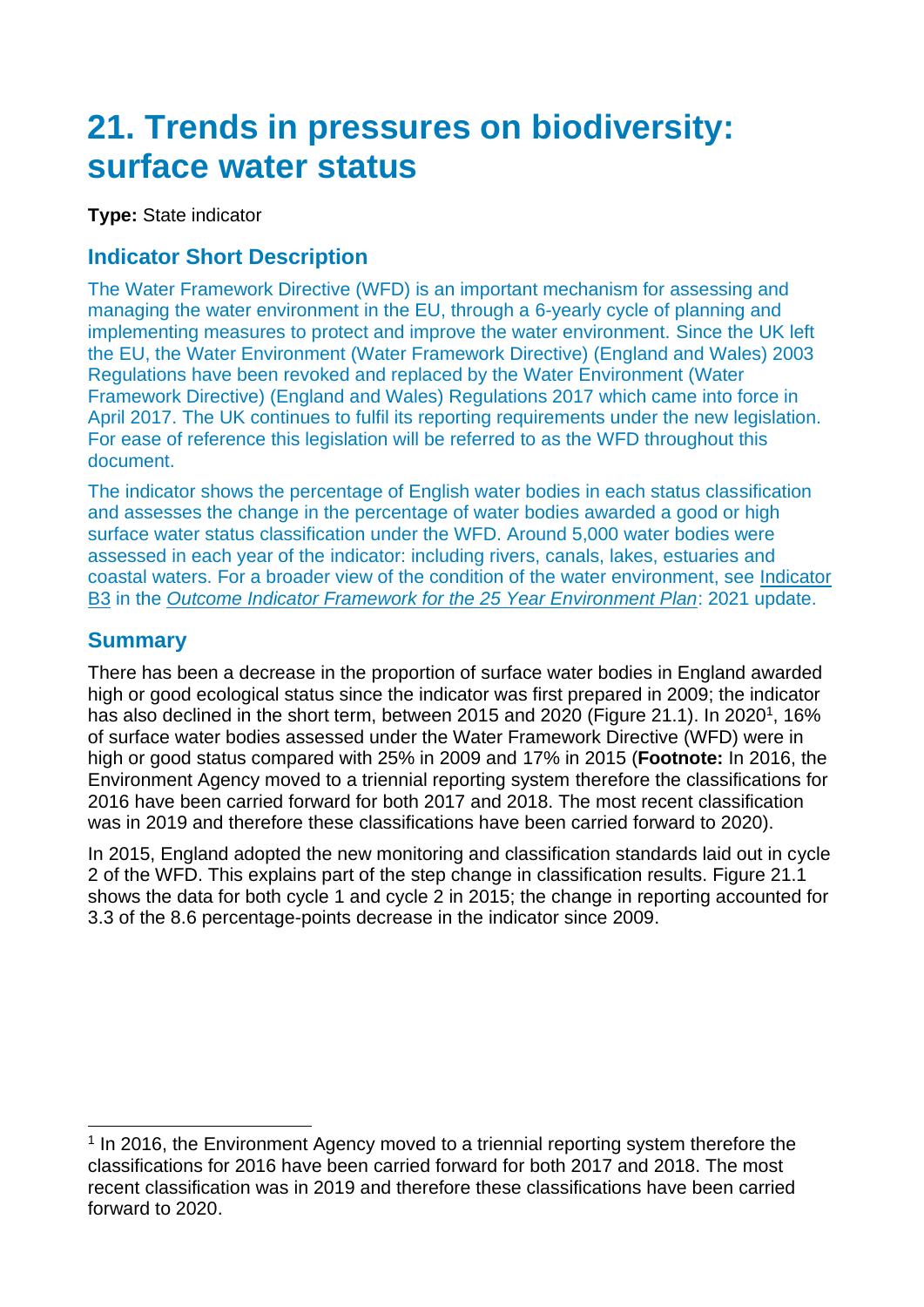# 21. Trends in pressures on biodiversity: surface water status

**Type:** State indicator

## Indicator Short Description

The Water Framework Directive (WFD) is an important mechanism for assessing and managing the water environment in the EU, through a 6-yearly cycle of planning and implementing measures to protect and improve the water environment. Since the UK left the EU, the Water Environment (Water Framework Directive) (England and Wales) 2003 Regulations have been revoked and replaced by the Water Environment (Water Framework Directive) (England and Wales) Regulations 2017 which came into force in April 2017. The UK continues to fulfil its reporting requirements under the new legislation. For ease of reference this legislation will be referred to as the WFD throughout this document.

The indicator shows the percentage of English water bodies in each status classification and assesses the change in the percentage of water bodies awarded a good or high surface water status classification under the WFD. Around 5,000 water bodies were assessed in each year of the indicator: including rivers, canals, lakes, estuaries and coastal waters. For a broader view of the condition of the water environment, see Indicator B3 in the *Outcome Indicator Framework for the 25 Year Environment Plan*: 2021 update.

## Summary

There has been a decrease in the proportion of surface water bodies in England awarded high or good ecological status since the indicator was first prepared in 2009; the indicator has also declined in the short term, between 2015 and 2020 (Figure 21.1). In 2020[1], 16% of surface water bodies assessed under the Water Framework Directive (WFD) were in high or good status compared with 25% in 2009 and 17% in 2015 (**Footnote:** In 2016, the Environment Agency moved to a triennial reporting system therefore the classifications for 2016 have been carried forward for both 2017 and 2018. The most recent classification was in 2019 and therefore these classifications have been carried forward to 2020).

In 2015, England adopted the new monitoring and classification standards laid out in cycle 2 of the WFD. This explains part of the step change in classification results. Figure 21.1 shows the data for both cycle 1 and cycle 2 in 2015; the change in reporting accounted for 3.3 of the 8.6 percentage-points decrease in the indicator since 2009.

[1] In 2016, the Environment Agency moved to a triennial reporting system therefore the classifications for 2016 have been carried forward for both 2017 and 2018. The most recent classification was in 2019 and therefore these classifications have been carried forward to 2020.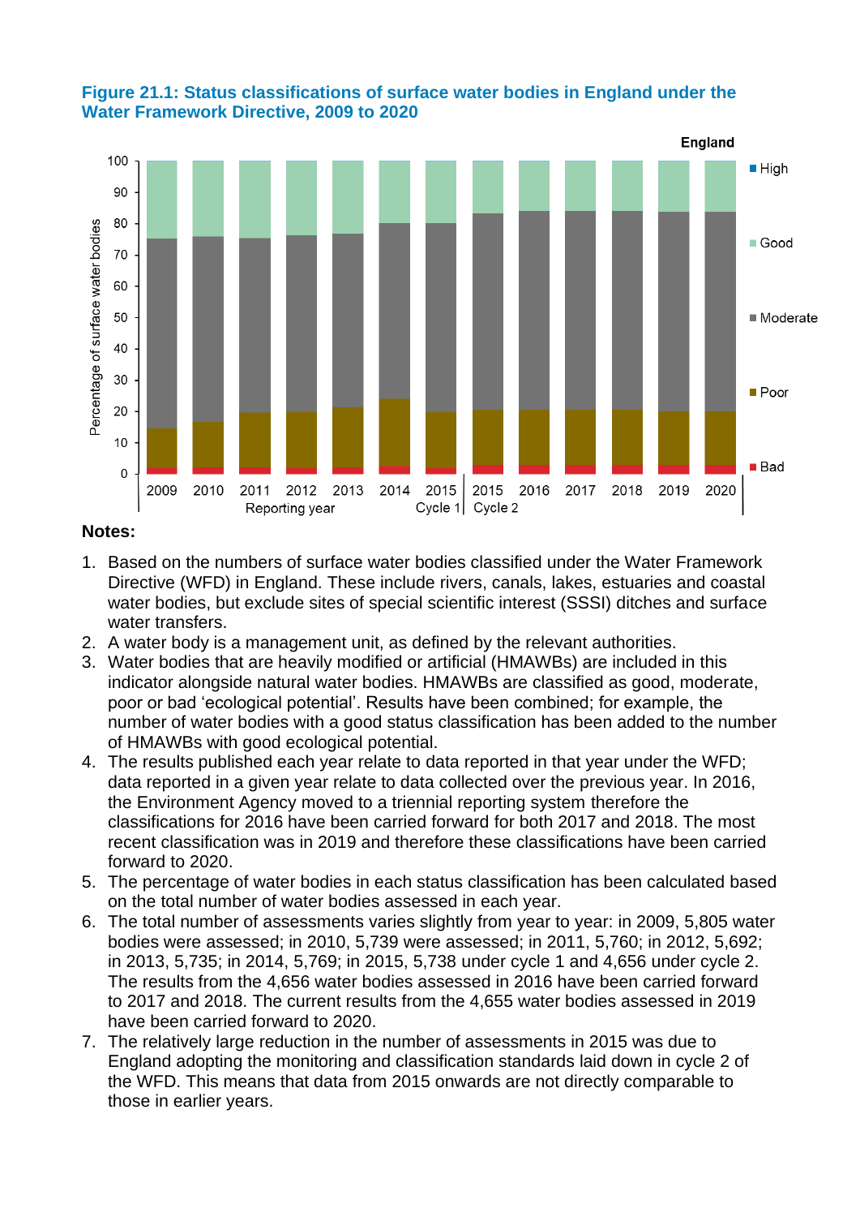**Figure 21.1: Status classifications of surface water bodies in England under the Water Framework Directive, 2009 to 2020**

**Notes:**

1. Based on the numbers of surface water bodies classified under the Water Framework Directive (WFD) in England. These include rivers, canals, lakes, estuaries and coastal water bodies, but exclude sites of special scientific interest (SSSI) ditches and surface water transfers.
2. A water body is a management unit, as defined by the relevant authorities.
3. Water bodies that are heavily modified or artificial (HMAWBs) are included in this indicator alongside natural water bodies. HMAWBs are classified as good, moderate, poor or bad 'ecological potential'. Results have been combined; for example, the number of water bodies with a good status classification has been added to the number of HMAWBs with good ecological potential.
4. The results published each year relate to data reported in that year under the WFD; data reported in a given year relate to data collected over the previous year. In 2016, the Environment Agency moved to a triennial reporting system therefore the classifications for 2016 have been carried forward for both 2017 and 2018. The most recent classification was in 2019 and therefore these classifications have been carried forward to 2020.
5. The percentage of water bodies in each status classification has been calculated based on the total number of water bodies assessed in each year.
6. The total number of assessments varies slightly from year to year: in 2009, 5,805 water bodies were assessed; in 2010, 5,739 were assessed; in 2011, 5,760; in 2012, 5,692; in 2013, 5,735; in 2014, 5,769; in 2015, 5,738 under cycle 1 and 4,656 under cycle 2. The results from the 4,656 water bodies assessed in 2016 have been carried forward to 2017 and 2018. The current results from the 4,655 water bodies assessed in 2019 have been carried forward to 2020.
7. The relatively large reduction in the number of assessments in 2015 was due to England adopting the monitoring and classification standards laid down in cycle 2 of the WFD. This means that data from 2015 onwards are not directly comparable to those in earlier years.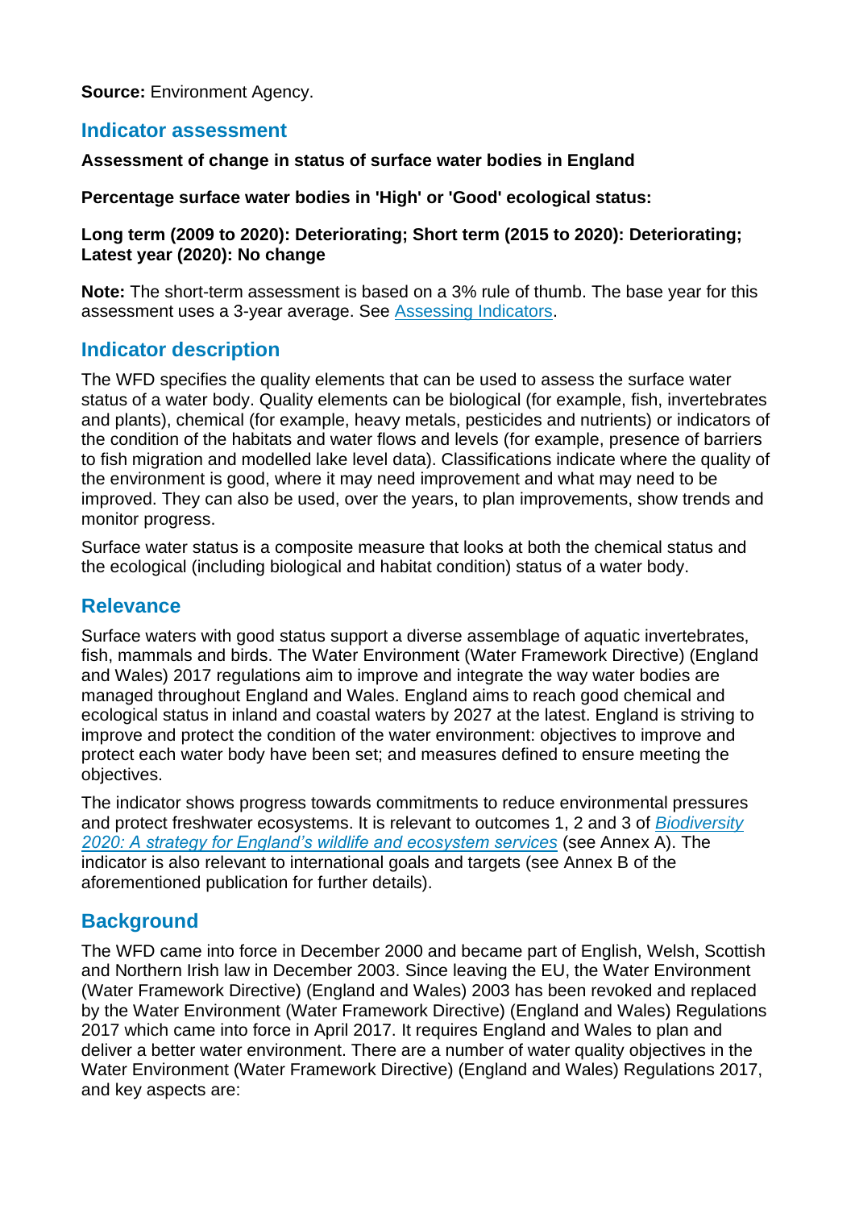**Source:** Environment Agency.

## Indicator assessment

**Assessment of change in status of surface water bodies in England**

**Percentage surface water bodies in 'High' or 'Good' ecological status:**

**Long term (2009 to 2020): Deteriorating; Short term (2015 to 2020): Deteriorating; Latest year (2020): No change**

**Note:** The short-term assessment is based on a 3% rule of thumb. The base year for this assessment uses a 3-year average. See Assessing Indicators.

## Indicator description

The WFD specifies the quality elements that can be used to assess the surface water status of a water body. Quality elements can be biological (for example, fish, invertebrates and plants), chemical (for example, heavy metals, pesticides and nutrients) or indicators of the condition of the habitats and water flows and levels (for example, presence of barriers to fish migration and modelled lake level data). Classifications indicate where the quality of the environment is good, where it may need improvement and what may need to be improved. They can also be used, over the years, to plan improvements, show trends and monitor progress.

Surface water status is a composite measure that looks at both the chemical status and the ecological (including biological and habitat condition) status of a water body.

## Relevance

Surface waters with good status support a diverse assemblage of aquatic invertebrates, fish, mammals and birds. The Water Environment (Water Framework Directive) (England and Wales) 2017 regulations aim to improve and integrate the way water bodies are managed throughout England and Wales. England aims to reach good chemical and ecological status in inland and coastal waters by 2027 at the latest. England is striving to improve and protect the condition of the water environment: objectives to improve and protect each water body have been set; and measures defined to ensure meeting the objectives.

The indicator shows progress towards commitments to reduce environmental pressures and protect freshwater ecosystems. It is relevant to outcomes 1, 2 and 3 of *Biodiversity 2020: A strategy for England's wildlife and ecosystem services* (see Annex A). The indicator is also relevant to international goals and targets (see Annex B of the aforementioned publication for further details).

## Background

The WFD came into force in December 2000 and became part of English, Welsh, Scottish and Northern Irish law in December 2003. Since leaving the EU, the Water Environment (Water Framework Directive) (England and Wales) 2003 has been revoked and replaced by the Water Environment (Water Framework Directive) (England and Wales) Regulations 2017 which came into force in April 2017. It requires England and Wales to plan and deliver a better water environment. There are a number of water quality objectives in the Water Environment (Water Framework Directive) (England and Wales) Regulations 2017, and key aspects are: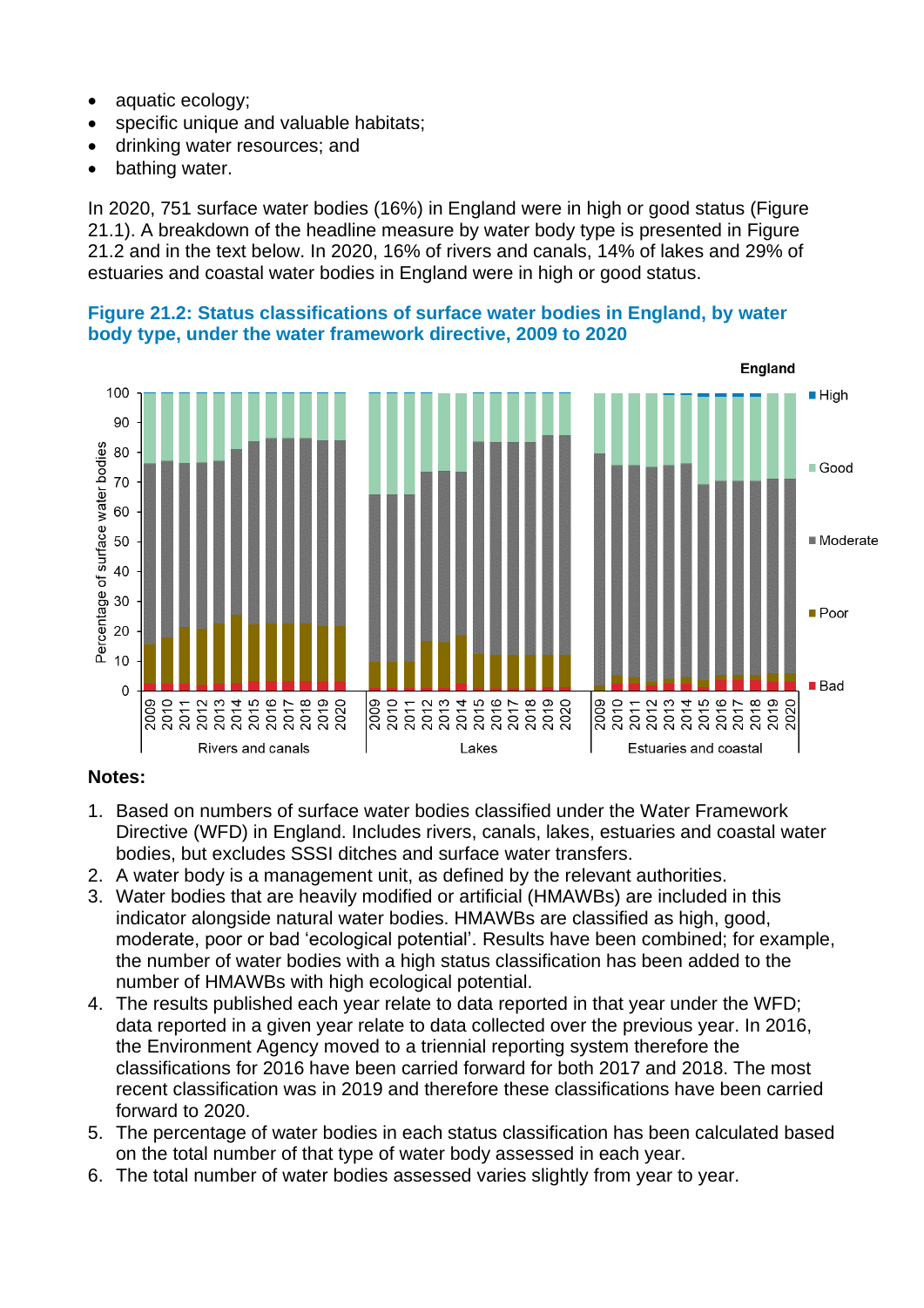- aquatic ecology;
- specific unique and valuable habitats;
- drinking water resources; and
- bathing water.

In 2020, 751 surface water bodies (16%) in England were in high or good status (Figure 21.1). A breakdown of the headline measure by water body type is presented in Figure 21.2 and in the text below. In 2020, 16% of rivers and canals, 14% of lakes and 29% of estuaries and coastal water bodies in England were in high or good status.

### Figure 21.2: Status classifications of surface water bodies in England, by water body type, under the water framework directive, 2009 to 2020

**Notes:**

1. Based on numbers of surface water bodies classified under the Water Framework Directive (WFD) in England. Includes rivers, canals, lakes, estuaries and coastal water bodies, but excludes SSSI ditches and surface water transfers.
2. A water body is a management unit, as defined by the relevant authorities.
3. Water bodies that are heavily modified or artificial (HMAWBs) are included in this indicator alongside natural water bodies. HMAWBs are classified as high, good, moderate, poor or bad 'ecological potential'. Results have been combined; for example, the number of water bodies with a high status classification has been added to the number of HMAWBs with high ecological potential.
4. The results published each year relate to data reported in that year under the WFD; data reported in a given year relate to data collected over the previous year. In 2016, the Environment Agency moved to a triennial reporting system therefore the classifications for 2016 have been carried forward for both 2017 and 2018. The most recent classification was in 2019 and therefore these classifications have been carried forward to 2020.
5. The percentage of water bodies in each status classification has been calculated based on the total number of that type of water body assessed in each year.
6. The total number of water bodies assessed varies slightly from year to year.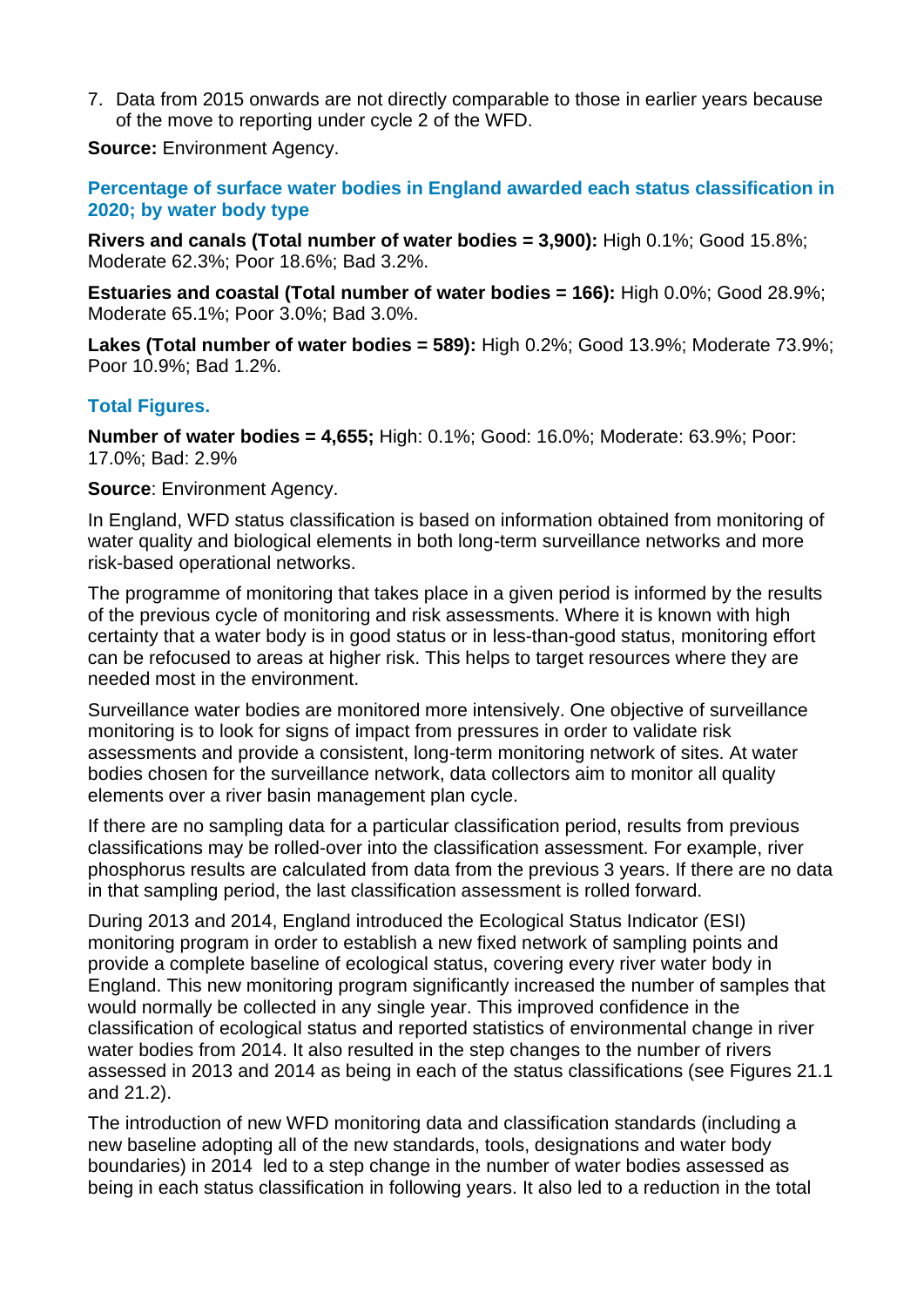7. Data from 2015 onwards are not directly comparable to those in earlier years because of the move to reporting under cycle 2 of the WFD.

**Source:** Environment Agency.

### Percentage of surface water bodies in England awarded each status classification in 2020; by water body type

**Rivers and canals (Total number of water bodies = 3,900):** High 0.1%; Good 15.8%; Moderate 62.3%; Poor 18.6%; Bad 3.2%.

**Estuaries and coastal (Total number of water bodies = 166):** High 0.0%; Good 28.9%; Moderate 65.1%; Poor 3.0%; Bad 3.0%.

**Lakes (Total number of water bodies = 589):** High 0.2%; Good 13.9%; Moderate 73.9%; Poor 10.9%; Bad 1.2%.

### Total Figures.

**Number of water bodies = 4,655;** High: 0.1%; Good: 16.0%; Moderate: 63.9%; Poor: 17.0%; Bad: 2.9%

**Source**: Environment Agency.

In England, WFD status classification is based on information obtained from monitoring of water quality and biological elements in both long-term surveillance networks and more risk-based operational networks.

The programme of monitoring that takes place in a given period is informed by the results of the previous cycle of monitoring and risk assessments. Where it is known with high certainty that a water body is in good status or in less-than-good status, monitoring effort can be refocused to areas at higher risk. This helps to target resources where they are needed most in the environment.

Surveillance water bodies are monitored more intensively. One objective of surveillance monitoring is to look for signs of impact from pressures in order to validate risk assessments and provide a consistent, long-term monitoring network of sites. At water bodies chosen for the surveillance network, data collectors aim to monitor all quality elements over a river basin management plan cycle.

If there are no sampling data for a particular classification period, results from previous classifications may be rolled-over into the classification assessment. For example, river phosphorus results are calculated from data from the previous 3 years. If there are no data in that sampling period, the last classification assessment is rolled forward.

During 2013 and 2014, England introduced the Ecological Status Indicator (ESI) monitoring program in order to establish a new fixed network of sampling points and provide a complete baseline of ecological status, covering every river water body in England. This new monitoring program significantly increased the number of samples that would normally be collected in any single year. This improved confidence in the classification of ecological status and reported statistics of environmental change in river water bodies from 2014. It also resulted in the step changes to the number of rivers assessed in 2013 and 2014 as being in each of the status classifications (see Figures 21.1 and 21.2).

The introduction of new WFD monitoring data and classification standards (including a new baseline adopting all of the new standards, tools, designations and water body boundaries) in 2014 led to a step change in the number of water bodies assessed as being in each status classification in following years. It also led to a reduction in the total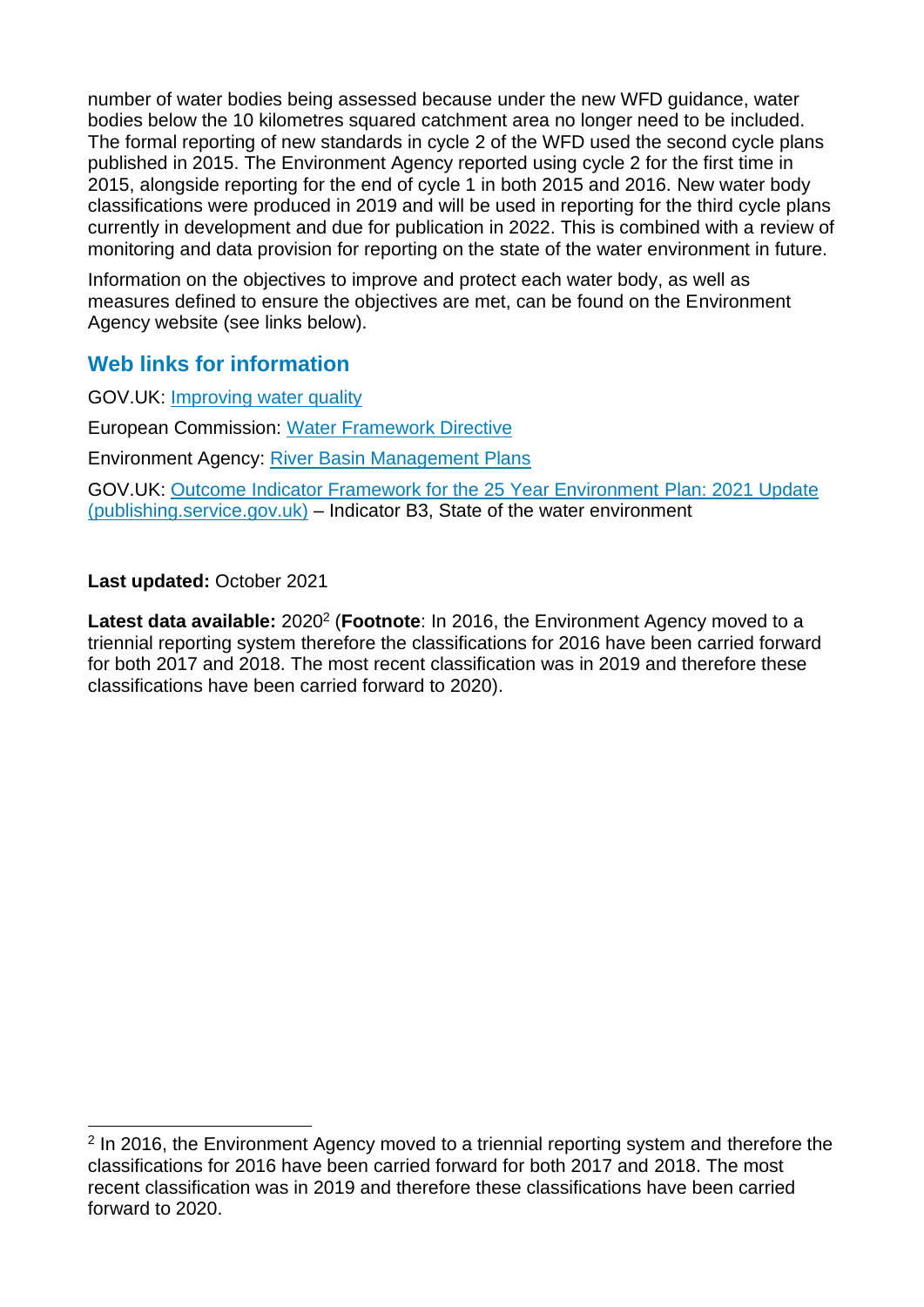number of water bodies being assessed because under the new WFD guidance, water bodies below the 10 kilometres squared catchment area no longer need to be included. The formal reporting of new standards in cycle 2 of the WFD used the second cycle plans published in 2015. The Environment Agency reported using cycle 2 for the first time in 2015, alongside reporting for the end of cycle 1 in both 2015 and 2016. New water body classifications were produced in 2019 and will be used in reporting for the third cycle plans currently in development and due for publication in 2022. This is combined with a review of monitoring and data provision for reporting on the state of the water environment in future.

Information on the objectives to improve and protect each water body, as well as measures defined to ensure the objectives are met, can be found on the Environment Agency website (see links below).

## Web links for information

GOV.UK: Improving water quality

European Commission: Water Framework Directive

Environment Agency: River Basin Management Plans

GOV.UK: Outcome Indicator Framework for the 25 Year Environment Plan: 2021 Update (publishing.service.gov.uk) – Indicator B3, State of the water environment

**Last updated:** October 2021

**Latest data available:** 2020[2] (**Footnote**: In 2016, the Environment Agency moved to a triennial reporting system therefore the classifications for 2016 have been carried forward for both 2017 and 2018. The most recent classification was in 2019 and therefore these classifications have been carried forward to 2020).

[2] In 2016, the Environment Agency moved to a triennial reporting system and therefore the classifications for 2016 have been carried forward for both 2017 and 2018. The most recent classification was in 2019 and therefore these classifications have been carried forward to 2020.